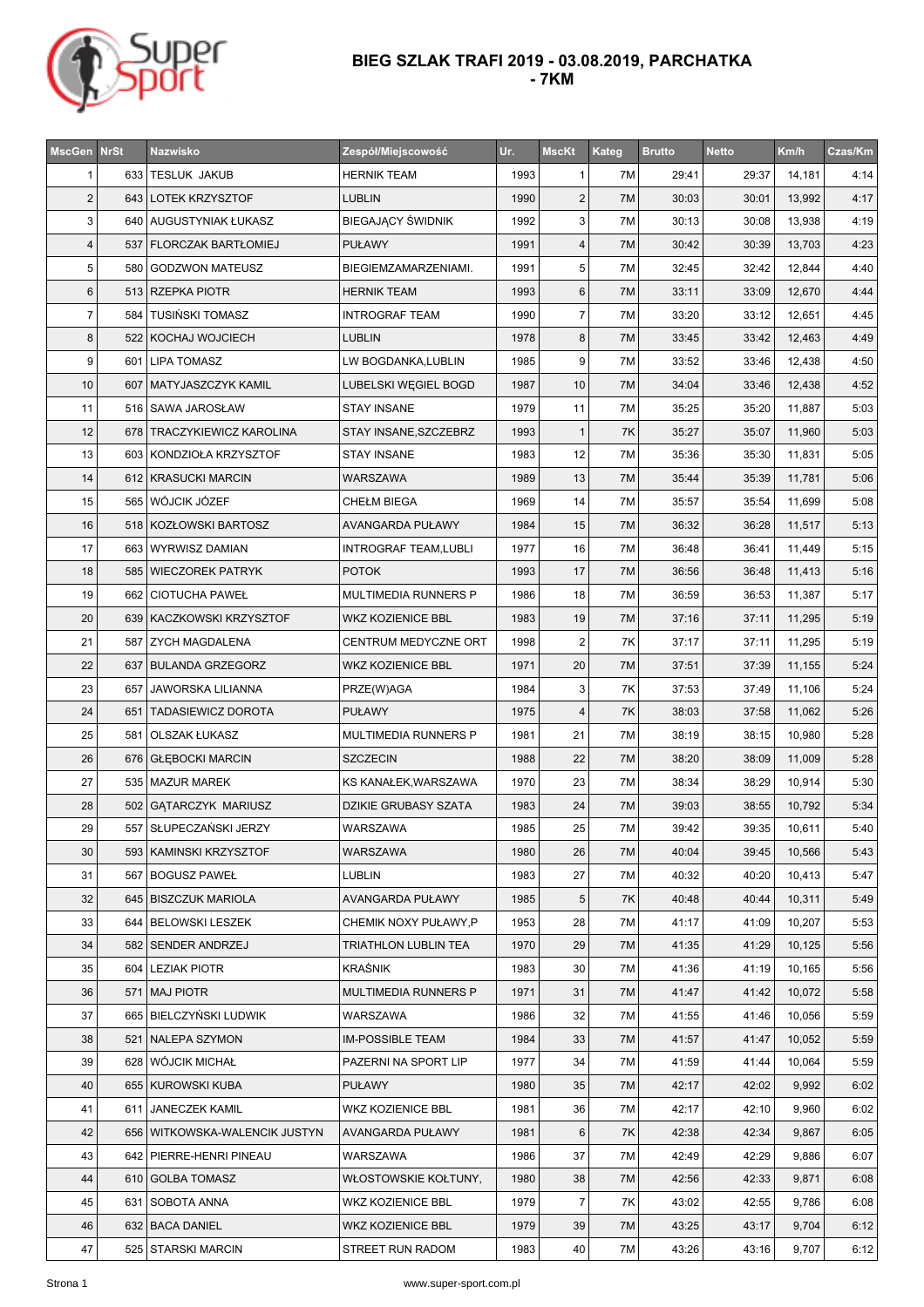# BIEG SZLAK TRAFI 2019 - 03.08.2019, PARCHATKA - 7KM

| MscGen | NrSt | Nazwisko | Zespół/Miejscowość | Ur. | MscKt | Kateg | Brutto | Netto | Km/h | Czas/Km |
|---|---|---|---|---|---|---|---|---|---|---|
| 1 | 633 | TESLUK JAKUB | HERNIK TEAM | 1993 | 1 | 7M | 29:41 | 29:37 | 14,181 | 4:14 |
| 2 | 643 | LOTEK KRZYSZTOF | LUBLIN | 1990 | 2 | 7M | 30:03 | 30:01 | 13,992 | 4:17 |
| 3 | 640 | AUGUSTYNIAK ŁUKASZ | BIEGAJĄCY ŚWIDNIK | 1992 | 3 | 7M | 30:13 | 30:08 | 13,938 | 4:19 |
| 4 | 537 | FLORCZAK BARTŁOMIEJ | PUŁAWY | 1991 | 4 | 7M | 30:42 | 30:39 | 13,703 | 4:23 |
| 5 | 580 | GODZWON MATEUSZ | BIEGIEMZAMARZENIAMI. | 1991 | 5 | 7M | 32:45 | 32:42 | 12,844 | 4:40 |
| 6 | 513 | RZEPKA PIOTR | HERNIK TEAM | 1993 | 6 | 7M | 33:11 | 33:09 | 12,670 | 4:44 |
| 7 | 584 | TUSIŃSKI TOMASZ | INTROGRAF TEAM | 1990 | 7 | 7M | 33:20 | 33:12 | 12,651 | 4:45 |
| 8 | 522 | KOCHAJ WOJCIECH | LUBLIN | 1978 | 8 | 7M | 33:45 | 33:42 | 12,463 | 4:49 |
| 9 | 601 | LIPA TOMASZ | LW BOGDANKA,LUBLIN | 1985 | 9 | 7M | 33:52 | 33:46 | 12,438 | 4:50 |
| 10 | 607 | MATYJASZCZYK KAMIL | LUBELSKI WĘGIEL BOGD | 1987 | 10 | 7M | 34:04 | 33:46 | 12,438 | 4:52 |
| 11 | 516 | SAWA JAROSŁAW | STAY INSANE | 1979 | 11 | 7M | 35:25 | 35:20 | 11,887 | 5:03 |
| 12 | 678 | TRACZYKIEWICZ KAROLINA | STAY INSANE,SZCZEBRZ | 1993 | 1 | 7K | 35:27 | 35:07 | 11,960 | 5:03 |
| 13 | 603 | KONDZIOŁA KRZYSZTOF | STAY INSANE | 1983 | 12 | 7M | 35:36 | 35:30 | 11,831 | 5:05 |
| 14 | 612 | KRASUCKI MARCIN | WARSZAWA | 1989 | 13 | 7M | 35:44 | 35:39 | 11,781 | 5:06 |
| 15 | 565 | WÓJCIK JÓZEF | CHEŁM BIEGA | 1969 | 14 | 7M | 35:57 | 35:54 | 11,699 | 5:08 |
| 16 | 518 | KOZŁOWSKI BARTOSZ | AVANGARDA PUŁAWY | 1984 | 15 | 7M | 36:32 | 36:28 | 11,517 | 5:13 |
| 17 | 663 | WYRWISZ DAMIAN | INTROGRAF TEAM,LUBLI | 1977 | 16 | 7M | 36:48 | 36:41 | 11,449 | 5:15 |
| 18 | 585 | WIECZOREK PATRYK | POTOK | 1993 | 17 | 7M | 36:56 | 36:48 | 11,413 | 5:16 |
| 19 | 662 | CIOTUCHA PAWEŁ | MULTIMEDIA RUNNERS P | 1986 | 18 | 7M | 36:59 | 36:53 | 11,387 | 5:17 |
| 20 | 639 | KACZKOWSKI KRZYSZTOF | WKZ KOZIENICE BBL | 1983 | 19 | 7M | 37:16 | 37:11 | 11,295 | 5:19 |
| 21 | 587 | ZYCH MAGDALENA | CENTRUM MEDYCZNE ORT | 1998 | 2 | 7K | 37:17 | 37:11 | 11,295 | 5:19 |
| 22 | 637 | BULANDA GRZEGORZ | WKZ KOZIENICE BBL | 1971 | 20 | 7M | 37:51 | 37:39 | 11,155 | 5:24 |
| 23 | 657 | JAWORSKA LILIANNA | PRZE(W)AGA | 1984 | 3 | 7K | 37:53 | 37:49 | 11,106 | 5:24 |
| 24 | 651 | TADASIEWICZ DOROTA | PUŁAWY | 1975 | 4 | 7K | 38:03 | 37:58 | 11,062 | 5:26 |
| 25 | 581 | OLSZAK ŁUKASZ | MULTIMEDIA RUNNERS P | 1981 | 21 | 7M | 38:19 | 38:15 | 10,980 | 5:28 |
| 26 | 676 | GŁĘBOCKI MARCIN | SZCZECIN | 1988 | 22 | 7M | 38:20 | 38:09 | 11,009 | 5:28 |
| 27 | 535 | MAZUR MAREK | KS KANAŁEK,WARSZAWA | 1970 | 23 | 7M | 38:34 | 38:29 | 10,914 | 5:30 |
| 28 | 502 | GĄTARCZYK MARIUSZ | DZIKIE GRUBASY SZATA | 1983 | 24 | 7M | 39:03 | 38:55 | 10,792 | 5:34 |
| 29 | 557 | SŁUPECZAŃSKI JERZY | WARSZAWA | 1985 | 25 | 7M | 39:42 | 39:35 | 10,611 | 5:40 |
| 30 | 593 | KAMINSKI KRZYSZTOF | WARSZAWA | 1980 | 26 | 7M | 40:04 | 39:45 | 10,566 | 5:43 |
| 31 | 567 | BOGUSZ PAWEŁ | LUBLIN | 1983 | 27 | 7M | 40:32 | 40:20 | 10,413 | 5:47 |
| 32 | 645 | BISZCZUK MARIOLA | AVANGARDA PUŁAWY | 1985 | 5 | 7K | 40:48 | 40:44 | 10,311 | 5:49 |
| 33 | 644 | BELOWSKI LESZEK | CHEMIK NOXY PUŁAWY,P | 1953 | 28 | 7M | 41:17 | 41:09 | 10,207 | 5:53 |
| 34 | 582 | SENDER ANDRZEJ | TRIATHLON LUBLIN TEA | 1970 | 29 | 7M | 41:35 | 41:29 | 10,125 | 5:56 |
| 35 | 604 | LEZIAK PIOTR | KRAŚNIK | 1983 | 30 | 7M | 41:36 | 41:19 | 10,165 | 5:56 |
| 36 | 571 | MAJ PIOTR | MULTIMEDIA RUNNERS P | 1971 | 31 | 7M | 41:47 | 41:42 | 10,072 | 5:58 |
| 37 | 665 | BIELCZYŃSKI LUDWIK | WARSZAWA | 1986 | 32 | 7M | 41:55 | 41:46 | 10,056 | 5:59 |
| 38 | 521 | NALEPA SZYMON | IM-POSSIBLE TEAM | 1984 | 33 | 7M | 41:57 | 41:47 | 10,052 | 5:59 |
| 39 | 628 | WÓJCIK MICHAŁ | PAZERNI NA SPORT LIP | 1977 | 34 | 7M | 41:59 | 41:44 | 10,064 | 5:59 |
| 40 | 655 | KUROWSKI KUBA | PUŁAWY | 1980 | 35 | 7M | 42:17 | 42:02 | 9,992 | 6:02 |
| 41 | 611 | JANECZEK KAMIL | WKZ KOZIENICE BBL | 1981 | 36 | 7M | 42:17 | 42:10 | 9,960 | 6:02 |
| 42 | 656 | WITKOWSKA-WALENCIK JUSTYN | AVANGARDA PUŁAWY | 1981 | 6 | 7K | 42:38 | 42:34 | 9,867 | 6:05 |
| 43 | 642 | PIERRE-HENRI PINEAU | WARSZAWA | 1986 | 37 | 7M | 42:49 | 42:29 | 9,886 | 6:07 |
| 44 | 610 | GOLBA TOMASZ | WŁOSTOWSKIE KOŁTUNY, | 1980 | 38 | 7M | 42:56 | 42:33 | 9,871 | 6:08 |
| 45 | 631 | SOBOTA ANNA | WKZ KOZIENICE BBL | 1979 | 7 | 7K | 43:02 | 42:55 | 9,786 | 6:08 |
| 46 | 632 | BACA DANIEL | WKZ KOZIENICE BBL | 1979 | 39 | 7M | 43:25 | 43:17 | 9,704 | 6:12 |
| 47 | 525 | STARSKI MARCIN | STREET RUN RADOM | 1983 | 40 | 7M | 43:26 | 43:16 | 9,707 | 6:12 |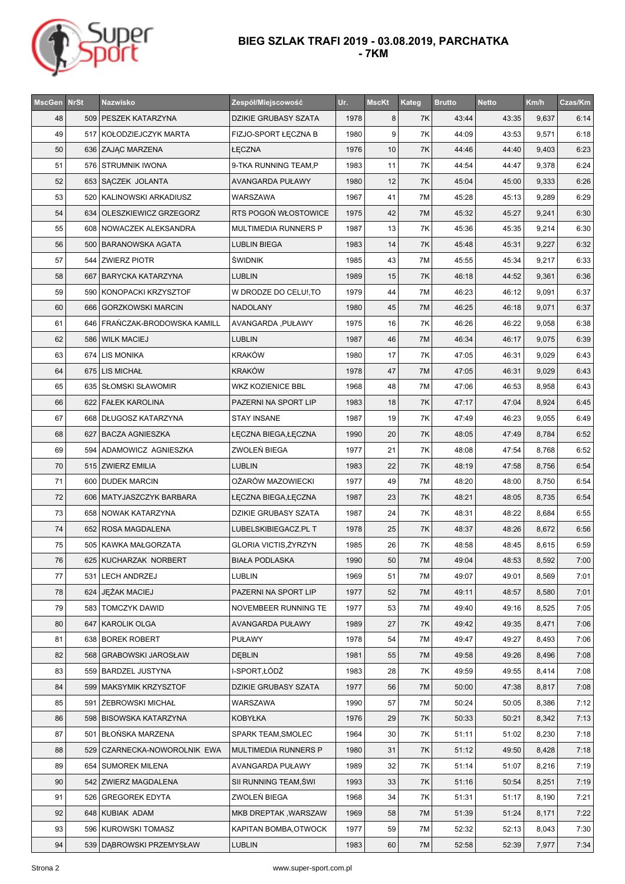# BIEG SZLAK TRAFI 2019 - 03.08.2019, PARCHATKA - 7KM

| MscGen | NrSt | Nazwisko | Zespół/Miejscowość | Ur. | MscKt | Kateg | Brutto | Netto | Km/h | Czas/Km |
|---|---|---|---|---|---|---|---|---|---|---|
| 48 | 509 | PESZEK KATARZYNA | DZIKIE GRUBASY SZATA | 1978 | 8 | 7K | 43:44 | 43:35 | 9,637 | 6:14 |
| 49 | 517 | KOŁODZIEJCZYK MARTA | FIZJO-SPORT ŁĘCZNA B | 1980 | 9 | 7K | 44:09 | 43:53 | 9,571 | 6:18 |
| 50 | 636 | ZAJĄC MARZENA | ŁĘCZNA | 1976 | 10 | 7K | 44:46 | 44:40 | 9,403 | 6:23 |
| 51 | 576 | STRUMNIK IWONA | 9-TKA RUNNING TEAM,P | 1983 | 11 | 7K | 44:54 | 44:47 | 9,378 | 6:24 |
| 52 | 653 | SĄCZEK JOLANTA | AVANGARDA PUŁAWY | 1980 | 12 | 7K | 45:04 | 45:00 | 9,333 | 6:26 |
| 53 | 520 | KALINOWSKI ARKADIUSZ | WARSZAWA | 1967 | 41 | 7M | 45:28 | 45:13 | 9,289 | 6:29 |
| 54 | 634 | OLESZKIEWICZ GRZEGORZ | RTS POGOŃ WŁOSTOWICE | 1975 | 42 | 7M | 45:32 | 45:27 | 9,241 | 6:30 |
| 55 | 608 | NOWACZEK ALEKSANDRA | MULTIMEDIA RUNNERS P | 1987 | 13 | 7K | 45:36 | 45:35 | 9,214 | 6:30 |
| 56 | 500 | BARANOWSKA AGATA | LUBLIN BIEGA | 1983 | 14 | 7K | 45:48 | 45:31 | 9,227 | 6:32 |
| 57 | 544 | ZWIERZ PIOTR | ŚWIDNIK | 1985 | 43 | 7M | 45:55 | 45:34 | 9,217 | 6:33 |
| 58 | 667 | BARYCKA KATARZYNA | LUBLIN | 1989 | 15 | 7K | 46:18 | 44:52 | 9,361 | 6:36 |
| 59 | 590 | KONOPACKI KRZYSZTOF | W DRODZE DO CELU!,TO | 1979 | 44 | 7M | 46:23 | 46:12 | 9,091 | 6:37 |
| 60 | 666 | GORZKOWSKI MARCIN | NADOLANY | 1980 | 45 | 7M | 46:25 | 46:18 | 9,071 | 6:37 |
| 61 | 646 | FRAŃCZAK-BRODOWSKA KAMILL | AVANGARDA ,PUŁAWY | 1975 | 16 | 7K | 46:26 | 46:22 | 9,058 | 6:38 |
| 62 | 586 | WILK MACIEJ | LUBLIN | 1987 | 46 | 7M | 46:34 | 46:17 | 9,075 | 6:39 |
| 63 | 674 | LIS MONIKA | KRAKÓW | 1980 | 17 | 7K | 47:05 | 46:31 | 9,029 | 6:43 |
| 64 | 675 | LIS MICHAŁ | KRAKÓW | 1978 | 47 | 7M | 47:05 | 46:31 | 9,029 | 6:43 |
| 65 | 635 | SŁOMSKI SŁAWOMIR | WKZ KOZIENICE BBL | 1968 | 48 | 7M | 47:06 | 46:53 | 8,958 | 6:43 |
| 66 | 622 | FAŁEK KAROLINA | PAZERNI NA SPORT LIP | 1983 | 18 | 7K | 47:17 | 47:04 | 8,924 | 6:45 |
| 67 | 668 | DŁUGOSZ KATARZYNA | STAY INSANE | 1987 | 19 | 7K | 47:49 | 46:23 | 9,055 | 6:49 |
| 68 | 627 | BACZA AGNIESZKA | ŁĘCZNA BIEGA,ŁĘCZNA | 1990 | 20 | 7K | 48:05 | 47:49 | 8,784 | 6:52 |
| 69 | 594 | ADAMOWICZ AGNIESZKA | ZWOLEŃ BIEGA | 1977 | 21 | 7K | 48:08 | 47:54 | 8,768 | 6:52 |
| 70 | 515 | ZWIERZ EMILIA | LUBLIN | 1983 | 22 | 7K | 48:19 | 47:58 | 8,756 | 6:54 |
| 71 | 600 | DUDEK MARCIN | OŻARÓW MAZOWIECKI | 1977 | 49 | 7M | 48:20 | 48:00 | 8,750 | 6:54 |
| 72 | 606 | MATYJASZCZYK BARBARA | ŁĘCZNA BIEGA,ŁĘCZNA | 1987 | 23 | 7K | 48:21 | 48:05 | 8,735 | 6:54 |
| 73 | 658 | NOWAK KATARZYNA | DZIKIE GRUBASY SZATA | 1987 | 24 | 7K | 48:31 | 48:22 | 8,684 | 6:55 |
| 74 | 652 | ROSA MAGDALENA | LUBELSKIBIEGACZ.PL T | 1978 | 25 | 7K | 48:37 | 48:26 | 8,672 | 6:56 |
| 75 | 505 | KAWKA MAŁGORZATA | GLORIA VICTIS,ŻYRZYN | 1985 | 26 | 7K | 48:58 | 48:45 | 8,615 | 6:59 |
| 76 | 625 | KUCHARZAK NORBERT | BIAŁA PODLASKA | 1990 | 50 | 7M | 49:04 | 48:53 | 8,592 | 7:00 |
| 77 | 531 | LECH ANDRZEJ | LUBLIN | 1969 | 51 | 7M | 49:07 | 49:01 | 8,569 | 7:01 |
| 78 | 624 | JĘŻAK MACIEJ | PAZERNI NA SPORT LIP | 1977 | 52 | 7M | 49:11 | 48:57 | 8,580 | 7:01 |
| 79 | 583 | TOMCZYK DAWID | NOVEMBEER RUNNING TE | 1977 | 53 | 7M | 49:40 | 49:16 | 8,525 | 7:05 |
| 80 | 647 | KAROLIK OLGA | AVANGARDA PUŁAWY | 1989 | 27 | 7K | 49:42 | 49:35 | 8,471 | 7:06 |
| 81 | 638 | BOREK ROBERT | PUŁAWY | 1978 | 54 | 7M | 49:47 | 49:27 | 8,493 | 7:06 |
| 82 | 568 | GRABOWSKI JAROSŁAW | DĘBLIN | 1981 | 55 | 7M | 49:58 | 49:26 | 8,496 | 7:08 |
| 83 | 559 | BARDZEL JUSTYNA | I-SPORT,ŁÓDŹ | 1983 | 28 | 7K | 49:59 | 49:55 | 8,414 | 7:08 |
| 84 | 599 | MAKSYMIK KRZYSZTOF | DZIKIE GRUBASY SZATA | 1977 | 56 | 7M | 50:00 | 47:38 | 8,817 | 7:08 |
| 85 | 591 | ŻEBROWSKI MICHAŁ | WARSZAWA | 1990 | 57 | 7M | 50:24 | 50:05 | 8,386 | 7:12 |
| 86 | 598 | BISOWSKA KATARZYNA | KOBYŁKA | 1976 | 29 | 7K | 50:33 | 50:21 | 8,342 | 7:13 |
| 87 | 501 | BŁOŃSKA MARZENA | SPARK TEAM,SMOLEC | 1964 | 30 | 7K | 51:11 | 51:02 | 8,230 | 7:18 |
| 88 | 529 | CZARNECKA-NOWOROLNIK EWA | MULTIMEDIA RUNNERS P | 1980 | 31 | 7K | 51:12 | 49:50 | 8,428 | 7:18 |
| 89 | 654 | SUMOREK MILENA | AVANGARDA PUŁAWY | 1989 | 32 | 7K | 51:14 | 51:07 | 8,216 | 7:19 |
| 90 | 542 | ZWIERZ MAGDALENA | SII RUNNING TEAM,ŚWI | 1993 | 33 | 7K | 51:16 | 50:54 | 8,251 | 7:19 |
| 91 | 526 | GREGOREK EDYTA | ZWOLEŃ BIEGA | 1968 | 34 | 7K | 51:31 | 51:17 | 8,190 | 7:21 |
| 92 | 648 | KUBIAK ADAM | MKB DREPTAK ,WARSZAW | 1969 | 58 | 7M | 51:39 | 51:24 | 8,171 | 7:22 |
| 93 | 596 | KUROWSKI TOMASZ | KAPITAN BOMBA,OTWOCK | 1977 | 59 | 7M | 52:32 | 52:13 | 8,043 | 7:30 |
| 94 | 539 | DĄBROWSKI PRZEMYSŁAW | LUBLIN | 1983 | 60 | 7M | 52:58 | 52:39 | 7,977 | 7:34 |

www.super-sport.com.pl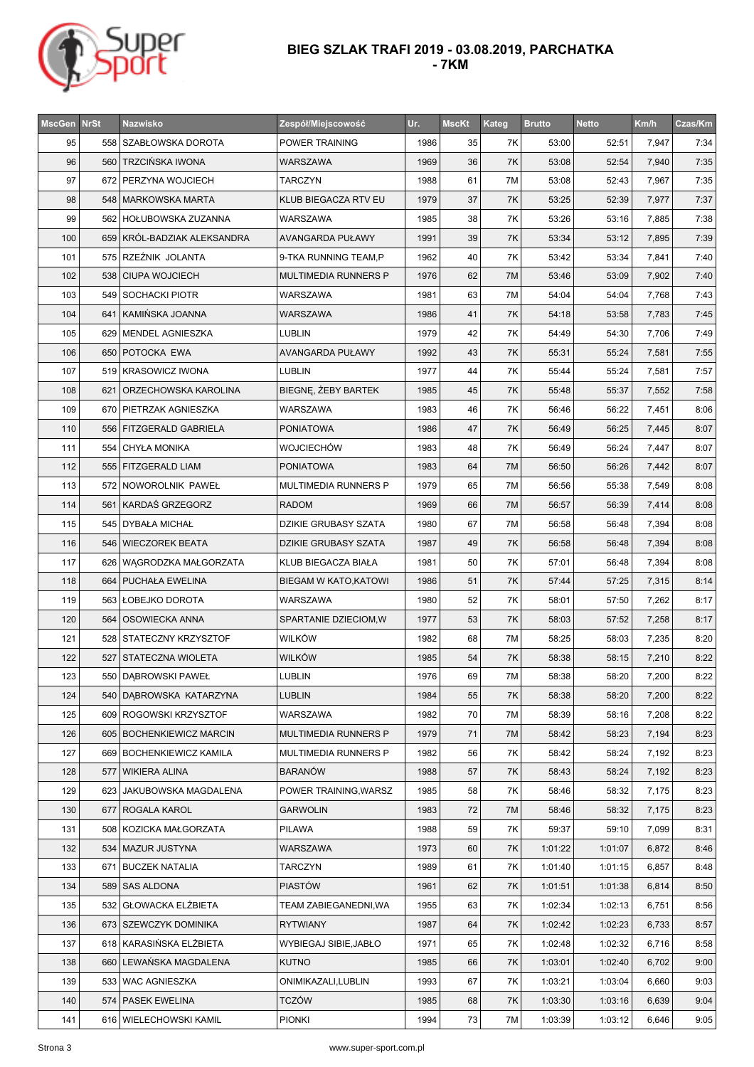# BIEG SZLAK TRAFI 2019 - 03.08.2019, PARCHATKA - 7KM

| MscGen | NrSt | Nazwisko | Zespół/Miejscowość | Ur. | MscKt | Kateg | Brutto | Netto | Km/h | Czas/Km |
|---|---|---|---|---|---|---|---|---|---|---|
| 95 | 558 | SZABŁOWSKA DOROTA | POWER TRAINING | 1986 | 35 | 7K | 53:00 | 52:51 | 7,947 | 7:34 |
| 96 | 560 | TRZCIŃSKA IWONA | WARSZAWA | 1969 | 36 | 7K | 53:08 | 52:54 | 7,940 | 7:35 |
| 97 | 672 | PERZYNA WOJCIECH | TARCZYN | 1988 | 61 | 7M | 53:08 | 52:43 | 7,967 | 7:35 |
| 98 | 548 | MARKOWSKA MARTA | KLUB BIEGACZA RTV EU | 1979 | 37 | 7K | 53:25 | 52:39 | 7,977 | 7:37 |
| 99 | 562 | HOŁUBOWSKA ZUZANNA | WARSZAWA | 1985 | 38 | 7K | 53:26 | 53:16 | 7,885 | 7:38 |
| 100 | 659 | KRÓL-BADZIAK ALEKSANDRA | AVANGARDA PUŁAWY | 1991 | 39 | 7K | 53:34 | 53:12 | 7,895 | 7:39 |
| 101 | 575 | RZEŹNIK JOLANTA | 9-TKA RUNNING TEAM,P | 1962 | 40 | 7K | 53:42 | 53:34 | 7,841 | 7:40 |
| 102 | 538 | CIUPA WOJCIECH | MULTIMEDIA RUNNERS P | 1976 | 62 | 7M | 53:46 | 53:09 | 7,902 | 7:40 |
| 103 | 549 | SOCHACKI PIOTR | WARSZAWA | 1981 | 63 | 7M | 54:04 | 54:04 | 7,768 | 7:43 |
| 104 | 641 | KAMIŃSKA JOANNA | WARSZAWA | 1986 | 41 | 7K | 54:18 | 53:58 | 7,783 | 7:45 |
| 105 | 629 | MENDEL AGNIESZKA | LUBLIN | 1979 | 42 | 7K | 54:49 | 54:30 | 7,706 | 7:49 |
| 106 | 650 | POTOCKA EWA | AVANGARDA PUŁAWY | 1992 | 43 | 7K | 55:31 | 55:24 | 7,581 | 7:55 |
| 107 | 519 | KRASOWICZ IWONA | LUBLIN | 1977 | 44 | 7K | 55:44 | 55:24 | 7,581 | 7:57 |
| 108 | 621 | ORZECHOWSKA KAROLINA | BIEGNĘ, ŻEBY BARTEK | 1985 | 45 | 7K | 55:48 | 55:37 | 7,552 | 7:58 |
| 109 | 670 | PIETRZAK AGNIESZKA | WARSZAWA | 1983 | 46 | 7K | 56:46 | 56:22 | 7,451 | 8:06 |
| 110 | 556 | FITZGERALD GABRIELA | PONIATOWA | 1986 | 47 | 7K | 56:49 | 56:25 | 7,445 | 8:07 |
| 111 | 554 | CHYŁA MONIKA | WOJCIECHÓW | 1983 | 48 | 7K | 56:49 | 56:24 | 7,447 | 8:07 |
| 112 | 555 | FITZGERALD LIAM | PONIATOWA | 1983 | 64 | 7M | 56:50 | 56:26 | 7,442 | 8:07 |
| 113 | 572 | NOWOROLNIK PAWEŁ | MULTIMEDIA RUNNERS P | 1979 | 65 | 7M | 56:56 | 55:38 | 7,549 | 8:08 |
| 114 | 561 | KARDAŚ GRZEGORZ | RADOM | 1969 | 66 | 7M | 56:57 | 56:39 | 7,414 | 8:08 |
| 115 | 545 | DYBAŁA MICHAŁ | DZIKIE GRUBASY SZATA | 1980 | 67 | 7M | 56:58 | 56:48 | 7,394 | 8:08 |
| 116 | 546 | WIECZOREK BEATA | DZIKIE GRUBASY SZATA | 1987 | 49 | 7K | 56:58 | 56:48 | 7,394 | 8:08 |
| 117 | 626 | WĄGRODZKA MAŁGORZATA | KLUB BIEGACZA BIAŁA | 1981 | 50 | 7K | 57:01 | 56:48 | 7,394 | 8:08 |
| 118 | 664 | PUCHAŁA EWELINA | BIEGAM W KATO,KATOWI | 1986 | 51 | 7K | 57:44 | 57:25 | 7,315 | 8:14 |
| 119 | 563 | ŁOBEJKO DOROTA | WARSZAWA | 1980 | 52 | 7K | 58:01 | 57:50 | 7,262 | 8:17 |
| 120 | 564 | OSOWIECKA ANNA | SPARTANIE DZIECIOM,W | 1977 | 53 | 7K | 58:03 | 57:52 | 7,258 | 8:17 |
| 121 | 528 | STATECZNY KRZYSZTOF | WILKÓW | 1982 | 68 | 7M | 58:25 | 58:03 | 7,235 | 8:20 |
| 122 | 527 | STATECZNA WIOLETA | WILKÓW | 1985 | 54 | 7K | 58:38 | 58:15 | 7,210 | 8:22 |
| 123 | 550 | DĄBROWSKI PAWEŁ | LUBLIN | 1976 | 69 | 7M | 58:38 | 58:20 | 7,200 | 8:22 |
| 124 | 540 | DĄBROWSKA KATARZYNA | LUBLIN | 1984 | 55 | 7K | 58:38 | 58:20 | 7,200 | 8:22 |
| 125 | 609 | ROGOWSKI KRZYSZTOF | WARSZAWA | 1982 | 70 | 7M | 58:39 | 58:16 | 7,208 | 8:22 |
| 126 | 605 | BOCHENKIEWICZ MARCIN | MULTIMEDIA RUNNERS P | 1979 | 71 | 7M | 58:42 | 58:23 | 7,194 | 8:23 |
| 127 | 669 | BOCHENKIEWICZ KAMILA | MULTIMEDIA RUNNERS P | 1982 | 56 | 7K | 58:42 | 58:24 | 7,192 | 8:23 |
| 128 | 577 | WIKIERA ALINA | BARANÓW | 1988 | 57 | 7K | 58:43 | 58:24 | 7,192 | 8:23 |
| 129 | 623 | JAKUBOWSKA MAGDALENA | POWER TRAINING,WARSZ | 1985 | 58 | 7K | 58:46 | 58:32 | 7,175 | 8:23 |
| 130 | 677 | ROGALA KAROL | GARWOLIN | 1983 | 72 | 7M | 58:46 | 58:32 | 7,175 | 8:23 |
| 131 | 508 | KOZICKA MAŁGORZATA | PILAWA | 1988 | 59 | 7K | 59:37 | 59:10 | 7,099 | 8:31 |
| 132 | 534 | MAZUR JUSTYNA | WARSZAWA | 1973 | 60 | 7K | 1:01:22 | 1:01:07 | 6,872 | 8:46 |
| 133 | 671 | BUCZEK NATALIA | TARCZYN | 1989 | 61 | 7K | 1:01:40 | 1:01:15 | 6,857 | 8:48 |
| 134 | 589 | SAS ALDONA | PIASTÓW | 1961 | 62 | 7K | 1:01:51 | 1:01:38 | 6,814 | 8:50 |
| 135 | 532 | GŁOWACKA ELŻBIETA | TEAM ZABIEGANEDNI,WA | 1955 | 63 | 7K | 1:02:34 | 1:02:13 | 6,751 | 8:56 |
| 136 | 673 | SZEWCZYK DOMINIKA | RYTWIANY | 1987 | 64 | 7K | 1:02:42 | 1:02:23 | 6,733 | 8:57 |
| 137 | 618 | KARASIŃSKA ELŻBIETA | WYBIEGAJ SIBIE,JABŁO | 1971 | 65 | 7K | 1:02:48 | 1:02:32 | 6,716 | 8:58 |
| 138 | 660 | LEWAŃSKA MAGDALENA | KUTNO | 1985 | 66 | 7K | 1:03:01 | 1:02:40 | 6,702 | 9:00 |
| 139 | 533 | WAC AGNIESZKA | ONIMIKAZALI,LUBLIN | 1993 | 67 | 7K | 1:03:21 | 1:03:04 | 6,660 | 9:03 |
| 140 | 574 | PASEK EWELINA | TCZÓW | 1985 | 68 | 7K | 1:03:30 | 1:03:16 | 6,639 | 9:04 |
| 141 | 616 | WIELECHOWSKI KAMIL | PIONKI | 1994 | 73 | 7M | 1:03:39 | 1:03:12 | 6,646 | 9:05 |

www.super-sport.com.pl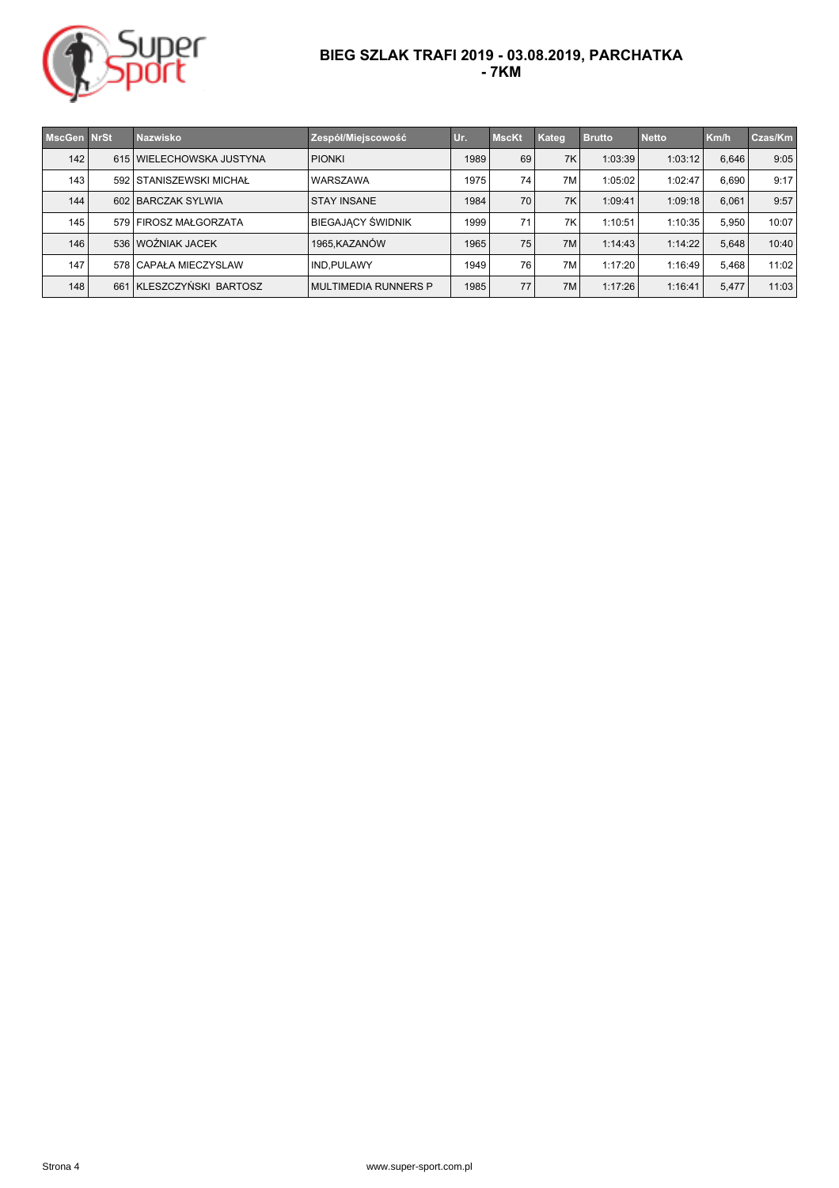# BIEG SZLAK TRAFI 2019 - 03.08.2019, PARCHATKA - 7KM

| MscGen | NrSt | Nazwisko | Zespół/Miejscowość | Ur. | MscKt | Kateg | Brutto | Netto | Km/h | Czas/Km |
|---|---|---|---|---|---|---|---|---|---|---|
| 142 | 615 | WIELECHOWSKA JUSTYNA | PIONKI | 1989 | 69 | 7K | 1:03:39 | 1:03:12 | 6,646 | 9:05 |
| 143 | 592 | STANISZEWSKI MICHAŁ | WARSZAWA | 1975 | 74 | 7M | 1:05:02 | 1:02:47 | 6,690 | 9:17 |
| 144 | 602 | BARCZAK SYLWIA | STAY INSANE | 1984 | 70 | 7K | 1:09:41 | 1:09:18 | 6,061 | 9:57 |
| 145 | 579 | FIROSZ MAŁGORZATA | BIEGAJĄCY ŚWIDNIK | 1999 | 71 | 7K | 1:10:51 | 1:10:35 | 5,950 | 10:07 |
| 146 | 536 | WOŹNIAK JACEK | 1965,KAZANÓW | 1965 | 75 | 7M | 1:14:43 | 1:14:22 | 5,648 | 10:40 |
| 147 | 578 | CAPAŁA MIECZYSLAW | IND,PULAWY | 1949 | 76 | 7M | 1:17:20 | 1:16:49 | 5,468 | 11:02 |
| 148 | 661 | KLESZCZYŃSKI BARTOSZ | MULTIMEDIA RUNNERS P | 1985 | 77 | 7M | 1:17:26 | 1:16:41 | 5,477 | 11:03 |

www.super-sport.com.pl